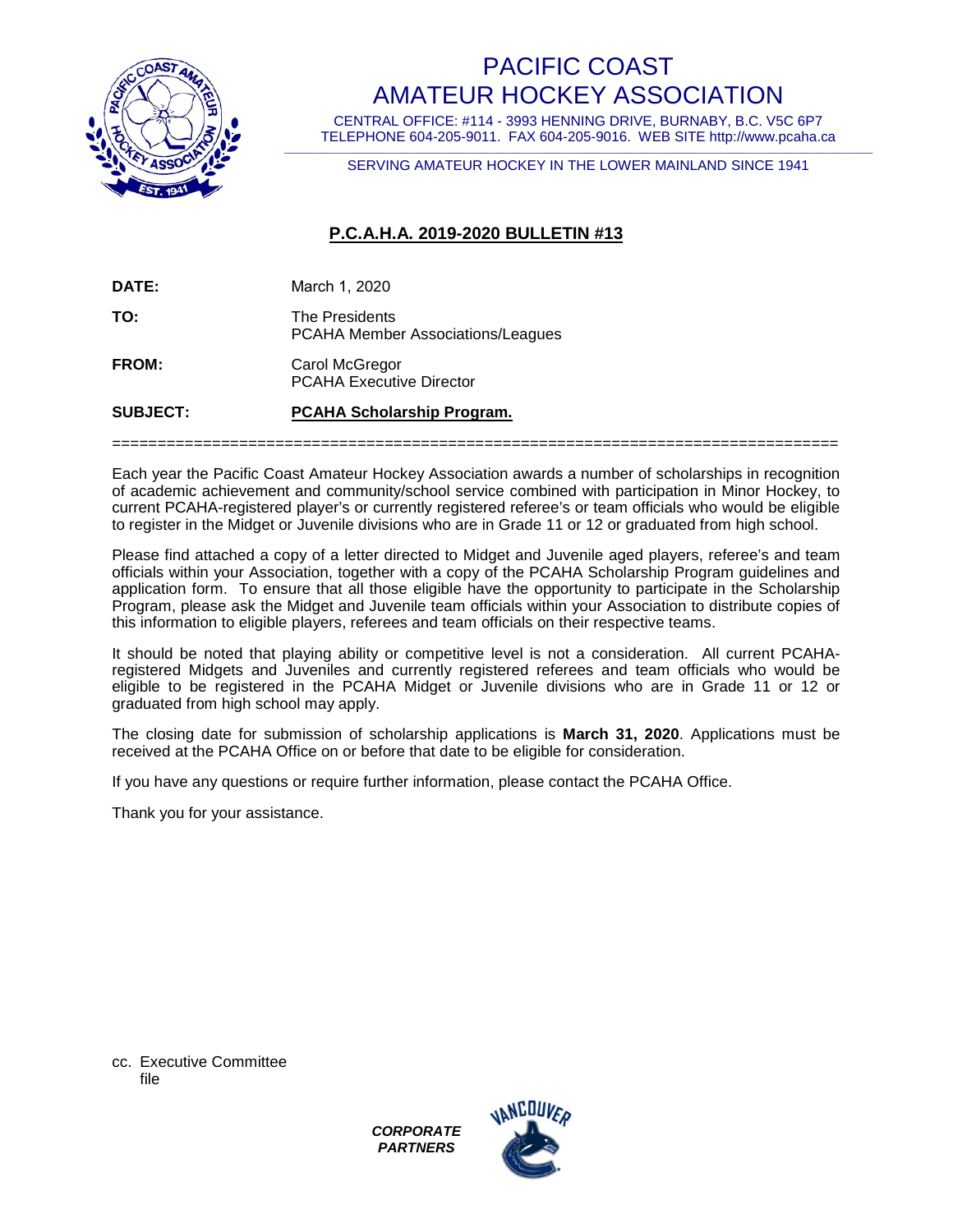# PACIFIC COAST AMATEUR HOCKEY ASSOCIATION

CENTRAL OFFICE: #114 - 3993 HENNING DRIVE, BURNABY, B.C. V5C 6P7
TELEPHONE 604-205-9011. FAX 604-205-9016. WEB SITE http://www.pcaha.ca

SERVING AMATEUR HOCKEY IN THE LOWER MAINLAND SINCE 1941

## P.C.A.H.A. 2019-2020 BULLETIN #13

**DATE:** March 1, 2020

**TO:** The Presidents
PCAHA Member Associations/Leagues

**FROM:** Carol McGregor
PCAHA Executive Director

**SUBJECT:** **PCAHA Scholarship Program.**

===============================================================================

Each year the Pacific Coast Amateur Hockey Association awards a number of scholarships in recognition of academic achievement and community/school service combined with participation in Minor Hockey, to current PCAHA-registered player's or currently registered referee's or team officials who would be eligible to register in the Midget or Juvenile divisions who are in Grade 11 or 12 or graduated from high school.

Please find attached a copy of a letter directed to Midget and Juvenile aged players, referee's and team officials within your Association, together with a copy of the PCAHA Scholarship Program guidelines and application form. To ensure that all those eligible have the opportunity to participate in the Scholarship Program, please ask the Midget and Juvenile team officials within your Association to distribute copies of this information to eligible players, referees and team officials on their respective teams.

It should be noted that playing ability or competitive level is not a consideration. All current PCAHA-registered Midgets and Juveniles and currently registered referees and team officials who would be eligible to be registered in the PCAHA Midget or Juvenile divisions who are in Grade 11 or 12 or graduated from high school may apply.

The closing date for submission of scholarship applications is **March 31, 2020**. Applications must be received at the PCAHA Office on or before that date to be eligible for consideration.

If you have any questions or require further information, please contact the PCAHA Office.

Thank you for your assistance.

cc. Executive Committee
file

***CORPORATE PARTNERS***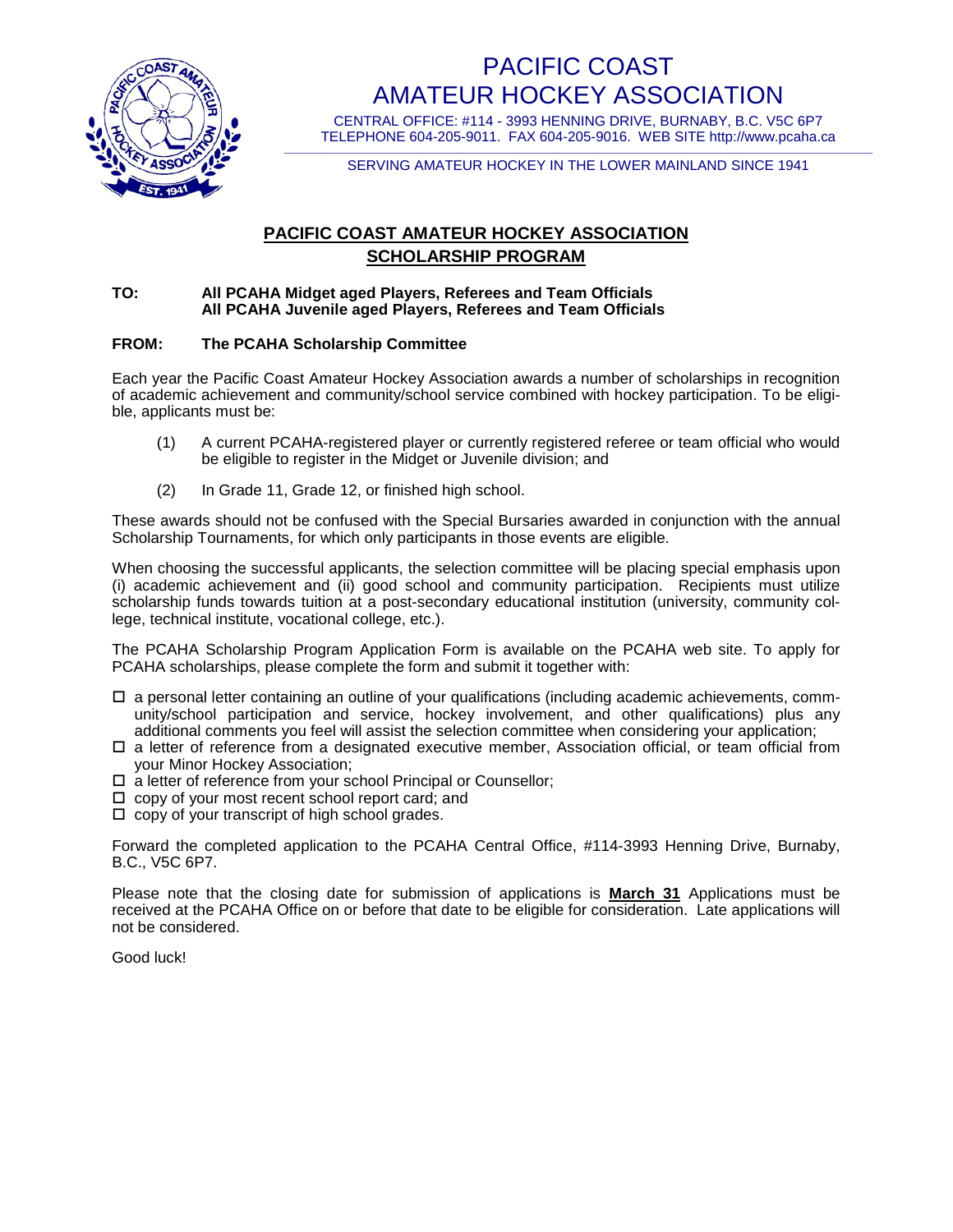# PACIFIC COAST AMATEUR HOCKEY ASSOCIATION

CENTRAL OFFICE: #114 - 3993 HENNING DRIVE, BURNABY, B.C. V5C 6P7
TELEPHONE 604-205-9011. FAX 604-205-9016. WEB SITE http://www.pcaha.ca

SERVING AMATEUR HOCKEY IN THE LOWER MAINLAND SINCE 1941

## PACIFIC COAST AMATEUR HOCKEY ASSOCIATION SCHOLARSHIP PROGRAM

**TO:** **All PCAHA Midget aged Players, Referees and Team Officials**
**All PCAHA Juvenile aged Players, Referees and Team Officials**

**FROM:** **The PCAHA Scholarship Committee**

Each year the Pacific Coast Amateur Hockey Association awards a number of scholarships in recognition of academic achievement and community/school service combined with hockey participation. To be eligible, applicants must be:

(1) A current PCAHA-registered player or currently registered referee or team official who would be eligible to register in the Midget or Juvenile division; and

(2) In Grade 11, Grade 12, or finished high school.

These awards should not be confused with the Special Bursaries awarded in conjunction with the annual Scholarship Tournaments, for which only participants in those events are eligible.

When choosing the successful applicants, the selection committee will be placing special emphasis upon (i) academic achievement and (ii) good school and community participation. Recipients must utilize scholarship funds towards tuition at a post-secondary educational institution (university, community college, technical institute, vocational college, etc.).

The PCAHA Scholarship Program Application Form is available on the PCAHA web site. To apply for PCAHA scholarships, please complete the form and submit it together with:

- ☐ a personal letter containing an outline of your qualifications (including academic achievements, community/school participation and service, hockey involvement, and other qualifications) plus any additional comments you feel will assist the selection committee when considering your application;
- ☐ a letter of reference from a designated executive member, Association official, or team official from your Minor Hockey Association;
- ☐ a letter of reference from your school Principal or Counsellor;
- ☐ copy of your most recent school report card; and
- ☐ copy of your transcript of high school grades.

Forward the completed application to the PCAHA Central Office, #114-3993 Henning Drive, Burnaby, B.C., V5C 6P7.

Please note that the closing date for submission of applications is **March 31** Applications must be received at the PCAHA Office on or before that date to be eligible for consideration. Late applications will not be considered.

Good luck!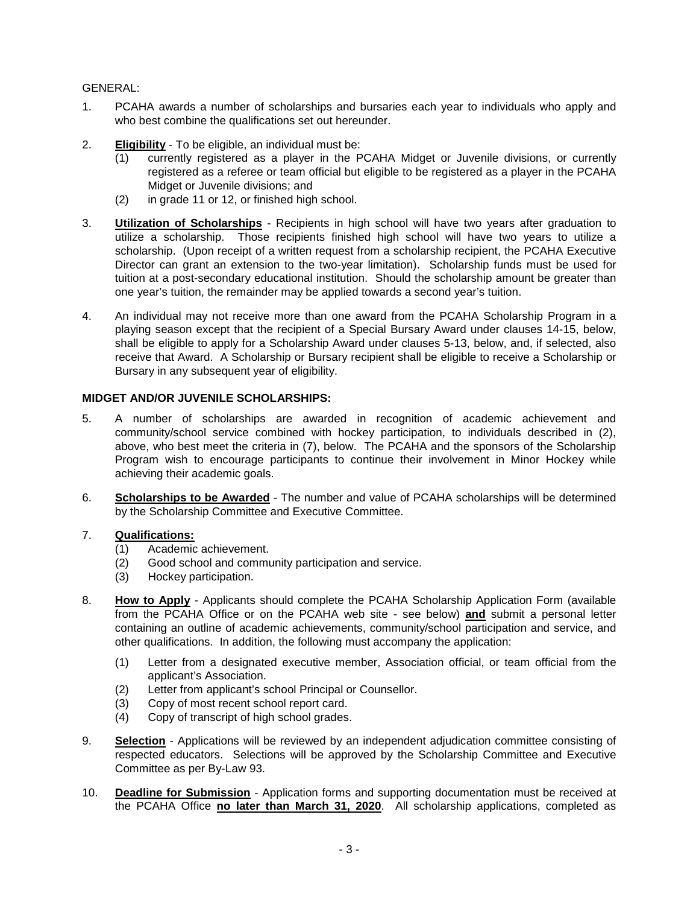GENERAL:

1. PCAHA awards a number of scholarships and bursaries each year to individuals who apply and who best combine the qualifications set out hereunder.

2. **Eligibility** - To be eligible, an individual must be:
   (1) currently registered as a player in the PCAHA Midget or Juvenile divisions, or currently registered as a referee or team official but eligible to be registered as a player in the PCAHA Midget or Juvenile divisions; and
   (2) in grade 11 or 12, or finished high school.

3. **Utilization of Scholarships** - Recipients in high school will have two years after graduation to utilize a scholarship. Those recipients finished high school will have two years to utilize a scholarship. (Upon receipt of a written request from a scholarship recipient, the PCAHA Executive Director can grant an extension to the two-year limitation). Scholarship funds must be used for tuition at a post-secondary educational institution. Should the scholarship amount be greater than one year's tuition, the remainder may be applied towards a second year's tuition.

4. An individual may not receive more than one award from the PCAHA Scholarship Program in a playing season except that the recipient of a Special Bursary Award under clauses 14-15, below, shall be eligible to apply for a Scholarship Award under clauses 5-13, below, and, if selected, also receive that Award. A Scholarship or Bursary recipient shall be eligible to receive a Scholarship or Bursary in any subsequent year of eligibility.

**MIDGET AND/OR JUVENILE SCHOLARSHIPS:**

5. A number of scholarships are awarded in recognition of academic achievement and community/school service combined with hockey participation, to individuals described in (2), above, who best meet the criteria in (7), below. The PCAHA and the sponsors of the Scholarship Program wish to encourage participants to continue their involvement in Minor Hockey while achieving their academic goals.

6. **Scholarships to be Awarded** - The number and value of PCAHA scholarships will be determined by the Scholarship Committee and Executive Committee.

7. **Qualifications:**
   (1) Academic achievement.
   (2) Good school and community participation and service.
   (3) Hockey participation.

8. **How to Apply** - Applicants should complete the PCAHA Scholarship Application Form (available from the PCAHA Office or on the PCAHA web site - see below) **and** submit a personal letter containing an outline of academic achievements, community/school participation and service, and other qualifications. In addition, the following must accompany the application:

   (1) Letter from a designated executive member, Association official, or team official from the applicant's Association.
   (2) Letter from applicant's school Principal or Counsellor.
   (3) Copy of most recent school report card.
   (4) Copy of transcript of high school grades.

9. **Selection** - Applications will be reviewed by an independent adjudication committee consisting of respected educators. Selections will be approved by the Scholarship Committee and Executive Committee as per By-Law 93.

10. **Deadline for Submission** - Application forms and supporting documentation must be received at the PCAHA Office **no later than March 31, 2020**. All scholarship applications, completed as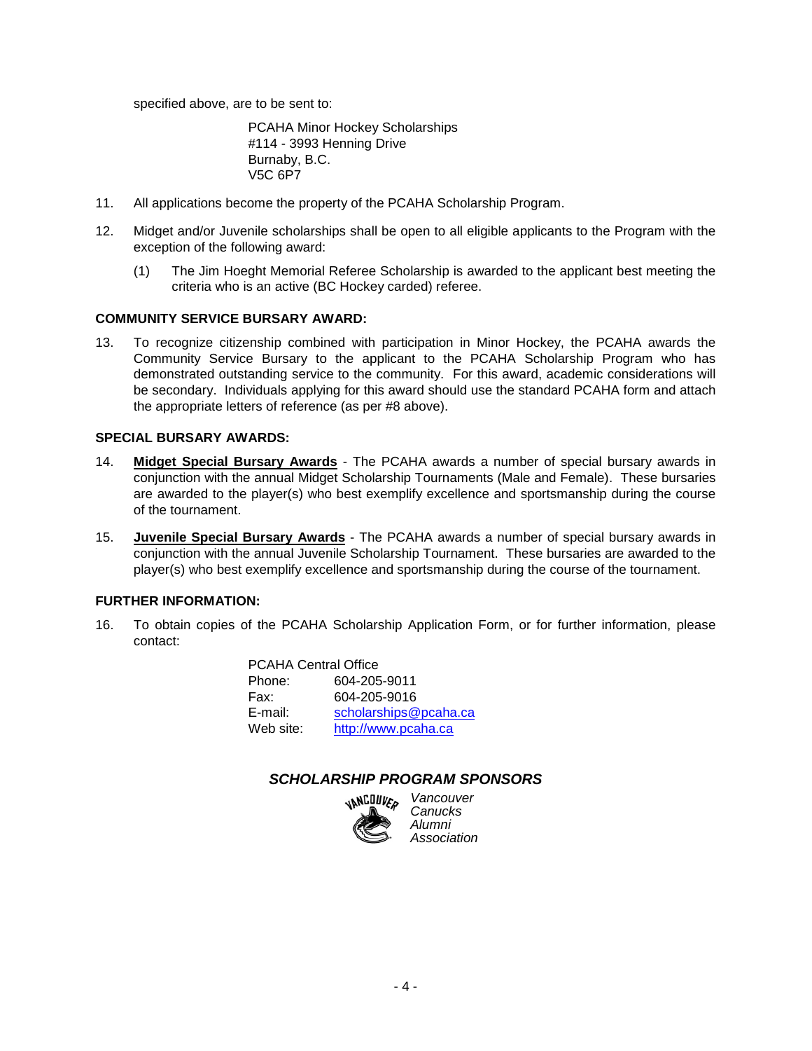specified above, are to be sent to:

PCAHA Minor Hockey Scholarships
#114 - 3993 Henning Drive
Burnaby, B.C.
V5C 6P7

11. All applications become the property of the PCAHA Scholarship Program.

12. Midget and/or Juvenile scholarships shall be open to all eligible applicants to the Program with the exception of the following award:

    (1) The Jim Hoeght Memorial Referee Scholarship is awarded to the applicant best meeting the criteria who is an active (BC Hockey carded) referee.

**COMMUNITY SERVICE BURSARY AWARD:**

13. To recognize citizenship combined with participation in Minor Hockey, the PCAHA awards the Community Service Bursary to the applicant to the PCAHA Scholarship Program who has demonstrated outstanding service to the community. For this award, academic considerations will be secondary. Individuals applying for this award should use the standard PCAHA form and attach the appropriate letters of reference (as per #8 above).

**SPECIAL BURSARY AWARDS:**

14. **Midget Special Bursary Awards** - The PCAHA awards a number of special bursary awards in conjunction with the annual Midget Scholarship Tournaments (Male and Female). These bursaries are awarded to the player(s) who best exemplify excellence and sportsmanship during the course of the tournament.

15. **Juvenile Special Bursary Awards** - The PCAHA awards a number of special bursary awards in conjunction with the annual Juvenile Scholarship Tournament. These bursaries are awarded to the player(s) who best exemplify excellence and sportsmanship during the course of the tournament.

**FURTHER INFORMATION:**

16. To obtain copies of the PCAHA Scholarship Application Form, or for further information, please contact:

PCAHA Central Office
Phone: 604-205-9011
Fax: 604-205-9016
E-mail: scholarships@pcaha.ca
Web site: http://www.pcaha.ca

***SCHOLARSHIP PROGRAM SPONSORS***

*Vancouver Canucks Alumni Association*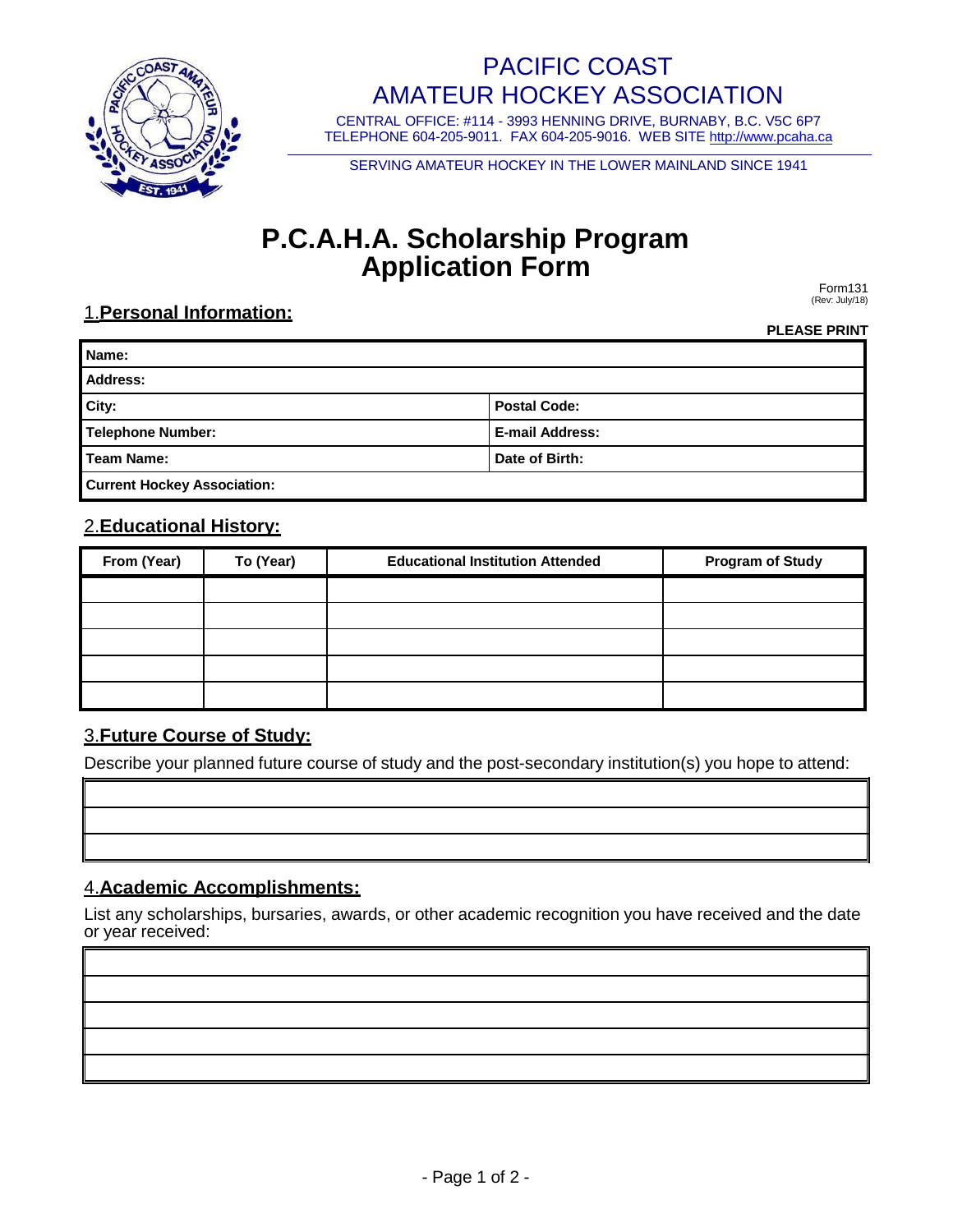# PACIFIC COAST AMATEUR HOCKEY ASSOCIATION

CENTRAL OFFICE: #114 - 3993 HENNING DRIVE, BURNABY, B.C. V5C 6P7
TELEPHONE 604-205-9011. FAX 604-205-9016. WEB SITE http://www.pcaha.ca

SERVING AMATEUR HOCKEY IN THE LOWER MAINLAND SINCE 1941

# P.C.A.H.A. Scholarship Program Application Form

Form131
(Rev: July/18)

## 1. Personal Information:

**PLEASE PRINT**

| **Name:** | |
|---|---|
| **Address:** | |
| **City:** | **Postal Code:** |
| **Telephone Number:** | **E-mail Address:** |
| **Team Name:** | **Date of Birth:** |
| **Current Hockey Association:** | |

## 2. Educational History:

| From (Year) | To (Year) | Educational Institution Attended | Program of Study |
|---|---|---|---|
| | | | |
| | | | |
| | | | |
| | | | |
| | | | |

## 3. Future Course of Study:

Describe your planned future course of study and the post-secondary institution(s) you hope to attend:

| |
|---|
| |
| |
| |

## 4. Academic Accomplishments:

List any scholarships, bursaries, awards, or other academic recognition you have received and the date or year received:

| |
|---|
| |
| |
| |
| |
| |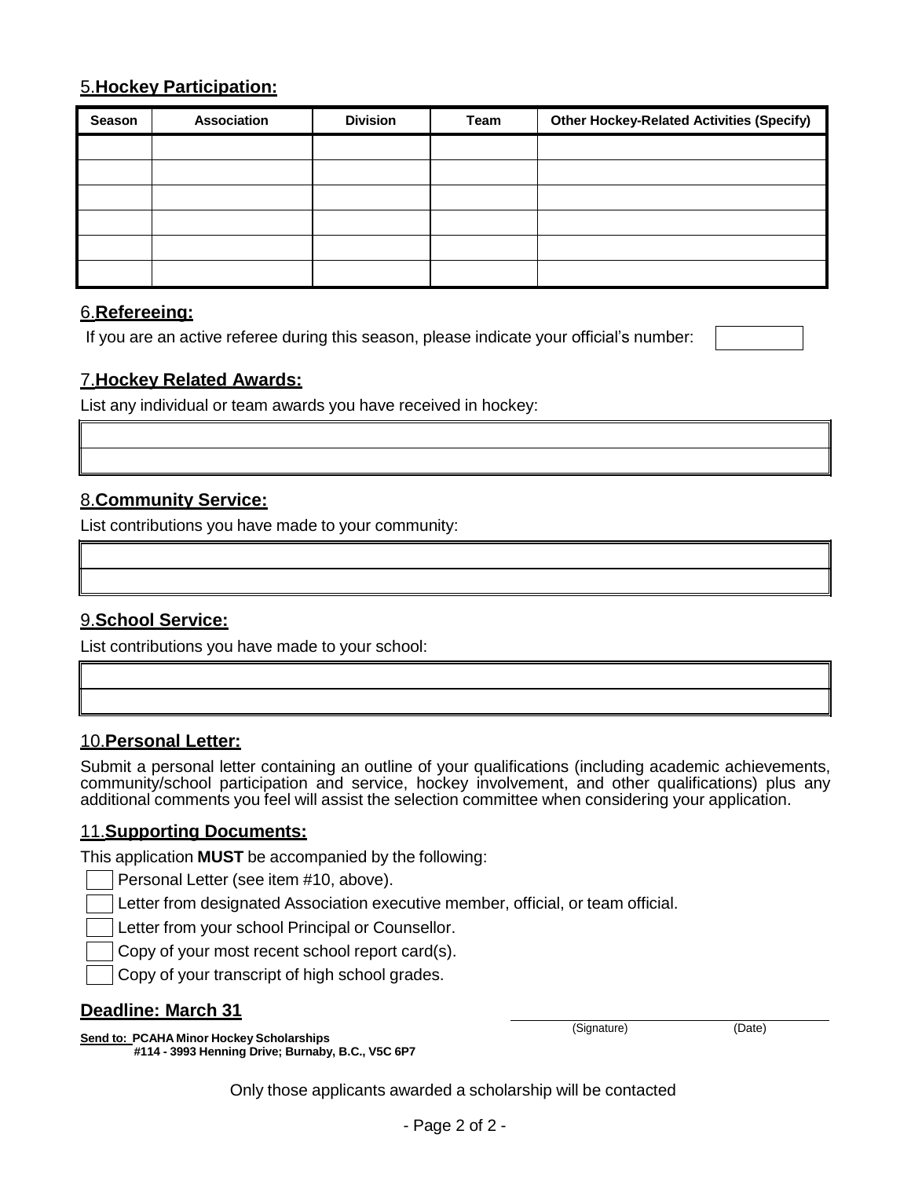## 5. Hockey Participation:

| Season | Association | Division | Team | Other Hockey-Related Activities (Specify) |
| --- | --- | --- | --- | --- |
| | | | | |
| | | | | |
| | | | | |
| | | | | |
| | | | | |
| | | | | |

## 6. Refereeing:

If you are an active referee during this season, please indicate your official's number:

## 7. Hockey Related Awards:

List any individual or team awards you have received in hockey:

| |
| --- |
| |
| |

## 8. Community Service:

List contributions you have made to your community:

| |
| --- |
| |
| |

## 9. School Service:

List contributions you have made to your school:

| |
| --- |
| |
| |

## 10. Personal Letter:

Submit a personal letter containing an outline of your qualifications (including academic achievements, community/school participation and service, hockey involvement, and other qualifications) plus any additional comments you feel will assist the selection committee when considering your application.

## 11. Supporting Documents:

This application **MUST** be accompanied by the following:

- ☐ Personal Letter (see item #10, above).
- ☐ Letter from designated Association executive member, official, or team official.
- ☐ Letter from your school Principal or Counsellor.
- ☐ Copy of your most recent school report card(s).
- ☐ Copy of your transcript of high school grades.

## Deadline: March 31

(Signature) (Date)

**Send to: PCAHA Minor Hockey Scholarships**
**#114 - 3993 Henning Drive; Burnaby, B.C., V5C 6P7**

Only those applicants awarded a scholarship will be contacted